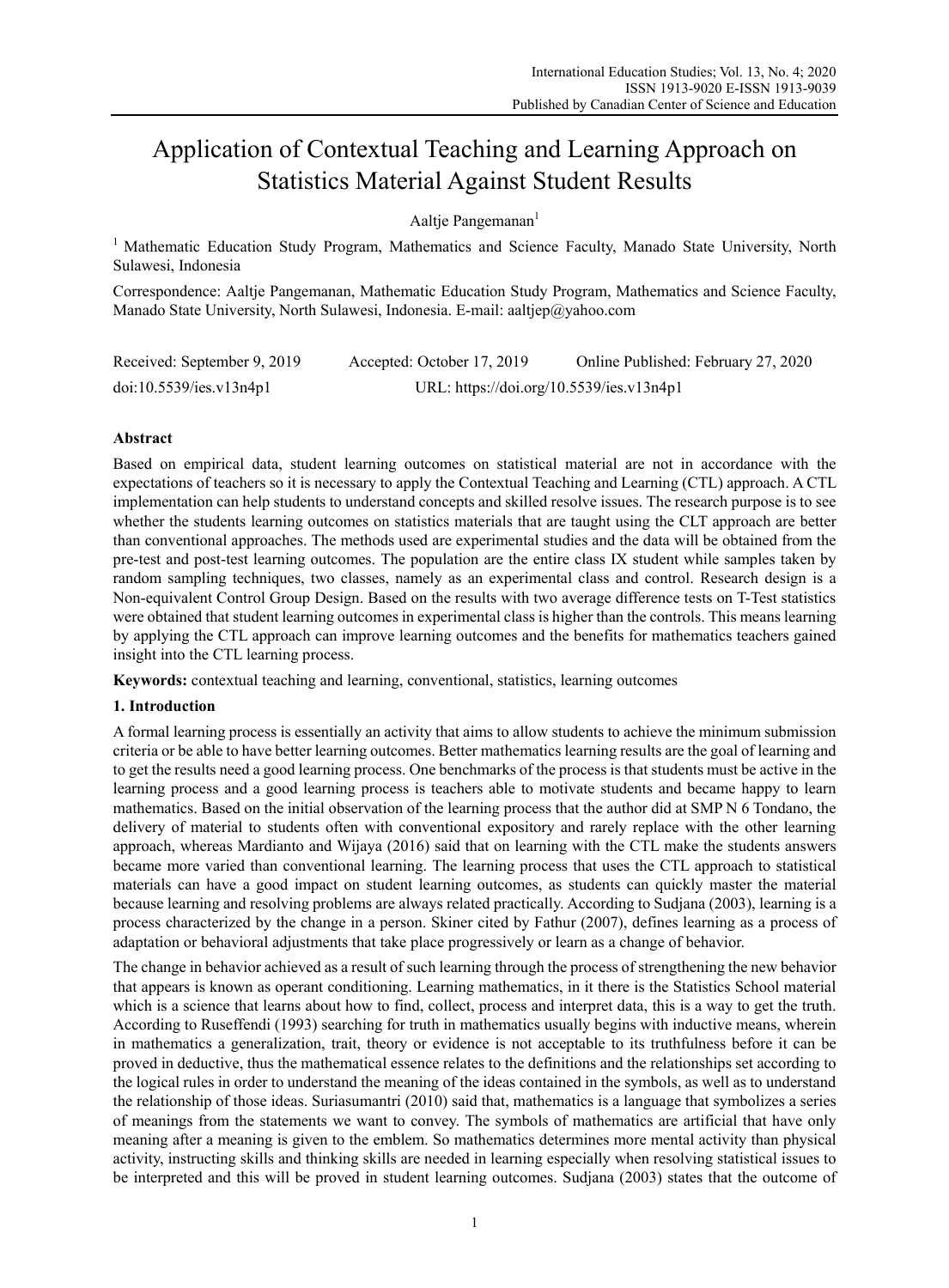# Application of Contextual Teaching and Learning Approach on Statistics Material Against Student Results

Aaltje Pangemanan[1]

[1] Mathematic Education Study Program, Mathematics and Science Faculty, Manado State University, North Sulawesi, Indonesia

Correspondence: Aaltje Pangemanan, Mathematic Education Study Program, Mathematics and Science Faculty, Manado State University, North Sulawesi, Indonesia. E-mail: aaltjep@yahoo.com

Received: September 9, 2019 Accepted: October 17, 2019 Online Published: February 27, 2020

doi:10.5539/ies.v13n4p1 URL: https://doi.org/10.5539/ies.v13n4p1

## Abstract

Based on empirical data, student learning outcomes on statistical material are not in accordance with the expectations of teachers so it is necessary to apply the Contextual Teaching and Learning (CTL) approach. A CTL implementation can help students to understand concepts and skilled resolve issues. The research purpose is to see whether the students learning outcomes on statistics materials that are taught using the CLT approach are better than conventional approaches. The methods used are experimental studies and the data will be obtained from the pre-test and post-test learning outcomes. The population are the entire class IX student while samples taken by random sampling techniques, two classes, namely as an experimental class and control. Research design is a Non-equivalent Control Group Design. Based on the results with two average difference tests on T-Test statistics were obtained that student learning outcomes in experimental class is higher than the controls. This means learning by applying the CTL approach can improve learning outcomes and the benefits for mathematics teachers gained insight into the CTL learning process.

**Keywords:** contextual teaching and learning, conventional, statistics, learning outcomes

## 1. Introduction

A formal learning process is essentially an activity that aims to allow students to achieve the minimum submission criteria or be able to have better learning outcomes. Better mathematics learning results are the goal of learning and to get the results need a good learning process. One benchmarks of the process is that students must be active in the learning process and a good learning process is teachers able to motivate students and became happy to learn mathematics. Based on the initial observation of the learning process that the author did at SMP N 6 Tondano, the delivery of material to students often with conventional expository and rarely replace with the other learning approach, whereas Mardianto and Wijaya (2016) said that on learning with the CTL make the students answers became more varied than conventional learning. The learning process that uses the CTL approach to statistical materials can have a good impact on student learning outcomes, as students can quickly master the material because learning and resolving problems are always related practically. According to Sudjana (2003), learning is a process characterized by the change in a person. Skiner cited by Fathur (2007), defines learning as a process of adaptation or behavioral adjustments that take place progressively or learn as a change of behavior.

The change in behavior achieved as a result of such learning through the process of strengthening the new behavior that appears is known as operant conditioning. Learning mathematics, in it there is the Statistics School material which is a science that learns about how to find, collect, process and interpret data, this is a way to get the truth. According to Ruseffendi (1993) searching for truth in mathematics usually begins with inductive means, wherein in mathematics a generalization, trait, theory or evidence is not acceptable to its truthfulness before it can be proved in deductive, thus the mathematical essence relates to the definitions and the relationships set according to the logical rules in order to understand the meaning of the ideas contained in the symbols, as well as to understand the relationship of those ideas. Suriasumantri (2010) said that, mathematics is a language that symbolizes a series of meanings from the statements we want to convey. The symbols of mathematics are artificial that have only meaning after a meaning is given to the emblem. So mathematics determines more mental activity than physical activity, instructing skills and thinking skills are needed in learning especially when resolving statistical issues to be interpreted and this will be proved in student learning outcomes. Sudjana (2003) states that the outcome of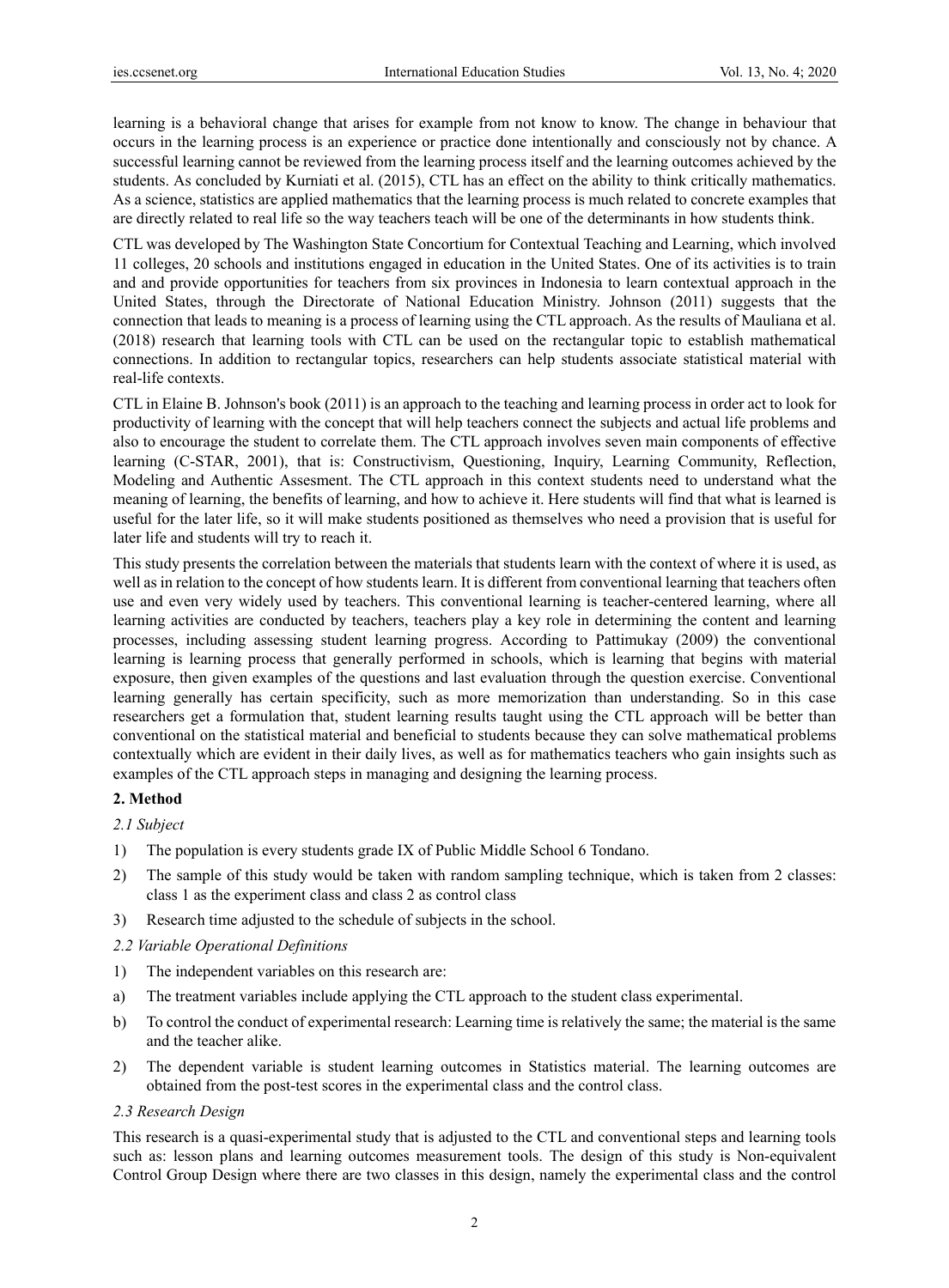learning is a behavioral change that arises for example from not know to know. The change in behaviour that occurs in the learning process is an experience or practice done intentionally and consciously not by chance. A successful learning cannot be reviewed from the learning process itself and the learning outcomes achieved by the students. As concluded by Kurniati et al. (2015), CTL has an effect on the ability to think critically mathematics. As a science, statistics are applied mathematics that the learning process is much related to concrete examples that are directly related to real life so the way teachers teach will be one of the determinants in how students think.

CTL was developed by The Washington State Concortium for Contextual Teaching and Learning, which involved 11 colleges, 20 schools and institutions engaged in education in the United States. One of its activities is to train and and provide opportunities for teachers from six provinces in Indonesia to learn contextual approach in the United States, through the Directorate of National Education Ministry. Johnson (2011) suggests that the connection that leads to meaning is a process of learning using the CTL approach. As the results of Mauliana et al. (2018) research that learning tools with CTL can be used on the rectangular topic to establish mathematical connections. In addition to rectangular topics, researchers can help students associate statistical material with real-life contexts.

CTL in Elaine B. Johnson's book (2011) is an approach to the teaching and learning process in order act to look for productivity of learning with the concept that will help teachers connect the subjects and actual life problems and also to encourage the student to correlate them. The CTL approach involves seven main components of effective learning (C-STAR, 2001), that is: Constructivism, Questioning, Inquiry, Learning Community, Reflection, Modeling and Authentic Assesment. The CTL approach in this context students need to understand what the meaning of learning, the benefits of learning, and how to achieve it. Here students will find that what is learned is useful for the later life, so it will make students positioned as themselves who need a provision that is useful for later life and students will try to reach it.

This study presents the correlation between the materials that students learn with the context of where it is used, as well as in relation to the concept of how students learn. It is different from conventional learning that teachers often use and even very widely used by teachers. This conventional learning is teacher-centered learning, where all learning activities are conducted by teachers, teachers play a key role in determining the content and learning processes, including assessing student learning progress. According to Pattimukay (2009) the conventional learning is learning process that generally performed in schools, which is learning that begins with material exposure, then given examples of the questions and last evaluation through the question exercise. Conventional learning generally has certain specificity, such as more memorization than understanding. So in this case researchers get a formulation that, student learning results taught using the CTL approach will be better than conventional on the statistical material and beneficial to students because they can solve mathematical problems contextually which are evident in their daily lives, as well as for mathematics teachers who gain insights such as examples of the CTL approach steps in managing and designing the learning process.

## 2. Method

### *2.1 Subject*

1) The population is every students grade IX of Public Middle School 6 Tondano.
2) The sample of this study would be taken with random sampling technique, which is taken from 2 classes: class 1 as the experiment class and class 2 as control class
3) Research time adjusted to the schedule of subjects in the school.

### *2.2 Variable Operational Definitions*

1) The independent variables on this research are:

a) The treatment variables include applying the CTL approach to the student class experimental.

b) To control the conduct of experimental research: Learning time is relatively the same; the material is the same and the teacher alike.

2) The dependent variable is student learning outcomes in Statistics material. The learning outcomes are obtained from the post-test scores in the experimental class and the control class.

### *2.3 Research Design*

This research is a quasi-experimental study that is adjusted to the CTL and conventional steps and learning tools such as: lesson plans and learning outcomes measurement tools. The design of this study is Non-equivalent Control Group Design where there are two classes in this design, namely the experimental class and the control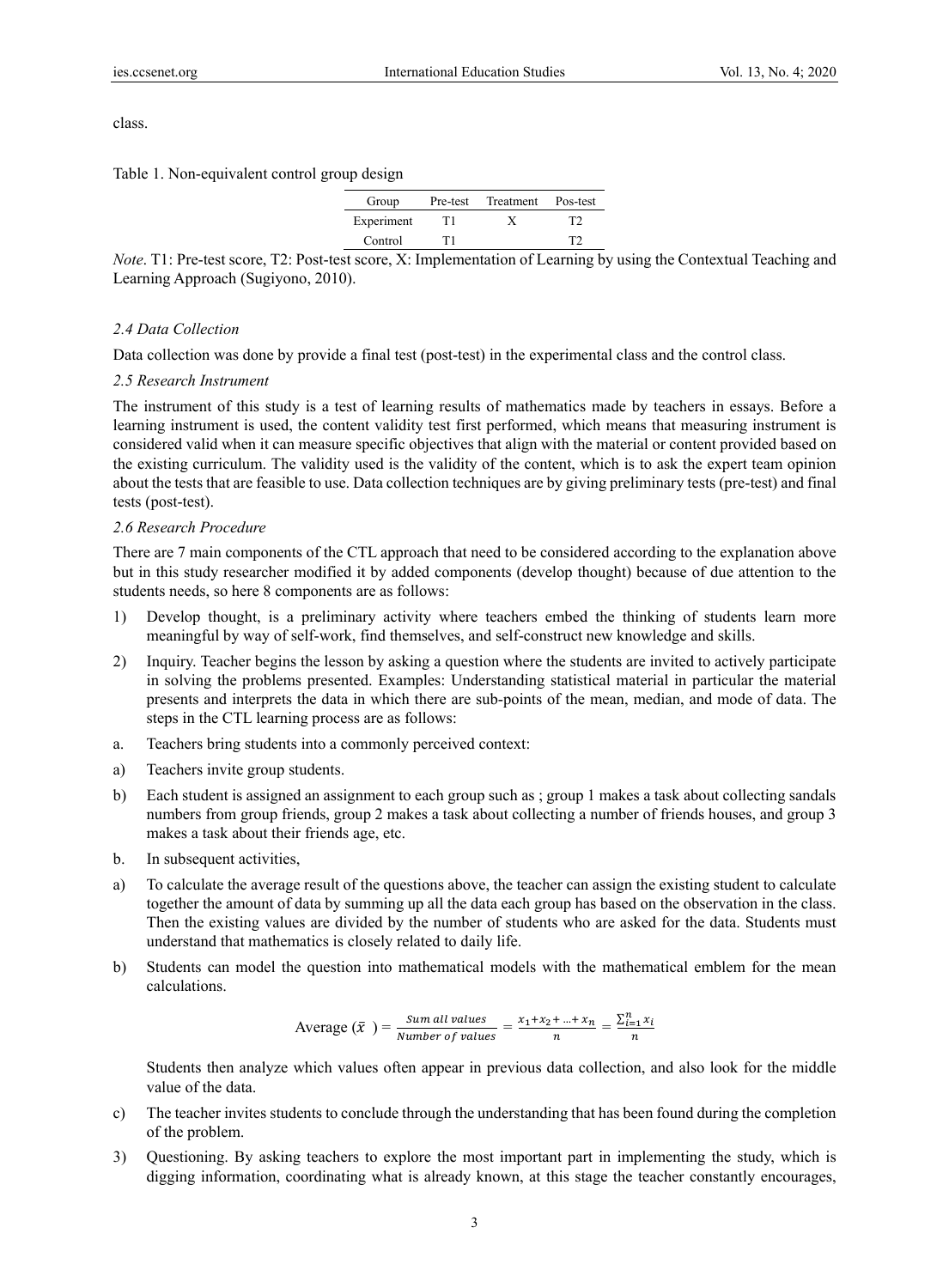class.

Table 1. Non-equivalent control group design

| Group | Pre-test | Treatment | Pos-test |
|---|---|---|---|
| Experiment | T1 | X | T2 |
| Control | T1 | | T2 |

*Note*. T1: Pre-test score, T2: Post-test score, X: Implementation of Learning by using the Contextual Teaching and Learning Approach (Sugiyono, 2010).

### *2.4 Data Collection*

Data collection was done by provide a final test (post-test) in the experimental class and the control class.

### *2.5 Research Instrument*

The instrument of this study is a test of learning results of mathematics made by teachers in essays. Before a learning instrument is used, the content validity test first performed, which means that measuring instrument is considered valid when it can measure specific objectives that align with the material or content provided based on the existing curriculum. The validity used is the validity of the content, which is to ask the expert team opinion about the tests that are feasible to use. Data collection techniques are by giving preliminary tests (pre-test) and final tests (post-test).

### *2.6 Research Procedure*

There are 7 main components of the CTL approach that need to be considered according to the explanation above but in this study researcher modified it by added components (develop thought) because of due attention to the students needs, so here 8 components are as follows:

1) Develop thought, is a preliminary activity where teachers embed the thinking of students learn more meaningful by way of self-work, find themselves, and self-construct new knowledge and skills.

2) Inquiry. Teacher begins the lesson by asking a question where the students are invited to actively participate in solving the problems presented. Examples: Understanding statistical material in particular the material presents and interprets the data in which there are sub-points of the mean, median, and mode of data. The steps in the CTL learning process are as follows:

a. Teachers bring students into a commonly perceived context:

a) Teachers invite group students.

b) Each student is assigned an assignment to each group such as ; group 1 makes a task about collecting sandals numbers from group friends, group 2 makes a task about collecting a number of friends houses, and group 3 makes a task about their friends age, etc.

b. In subsequent activities,

a) To calculate the average result of the questions above, the teacher can assign the existing student to calculate together the amount of data by summing up all the data each group has based on the observation in the class. Then the existing values are divided by the number of students who are asked for the data. Students must understand that mathematics is closely related to daily life.

b) Students can model the question into mathematical models with the mathematical emblem for the mean calculations.

$$\text{Average } (\bar{x}\ ) = \frac{Sum\ all\ values}{Number\ of\ values} = \frac{x_1 + x_2 + \ldots + x_n}{n} = \frac{\sum_{i=1}^{n} x_i}{n}$$

Students then analyze which values often appear in previous data collection, and also look for the middle value of the data.

c) The teacher invites students to conclude through the understanding that has been found during the completion of the problem.

3) Questioning. By asking teachers to explore the most important part in implementing the study, which is digging information, coordinating what is already known, at this stage the teacher constantly encourages,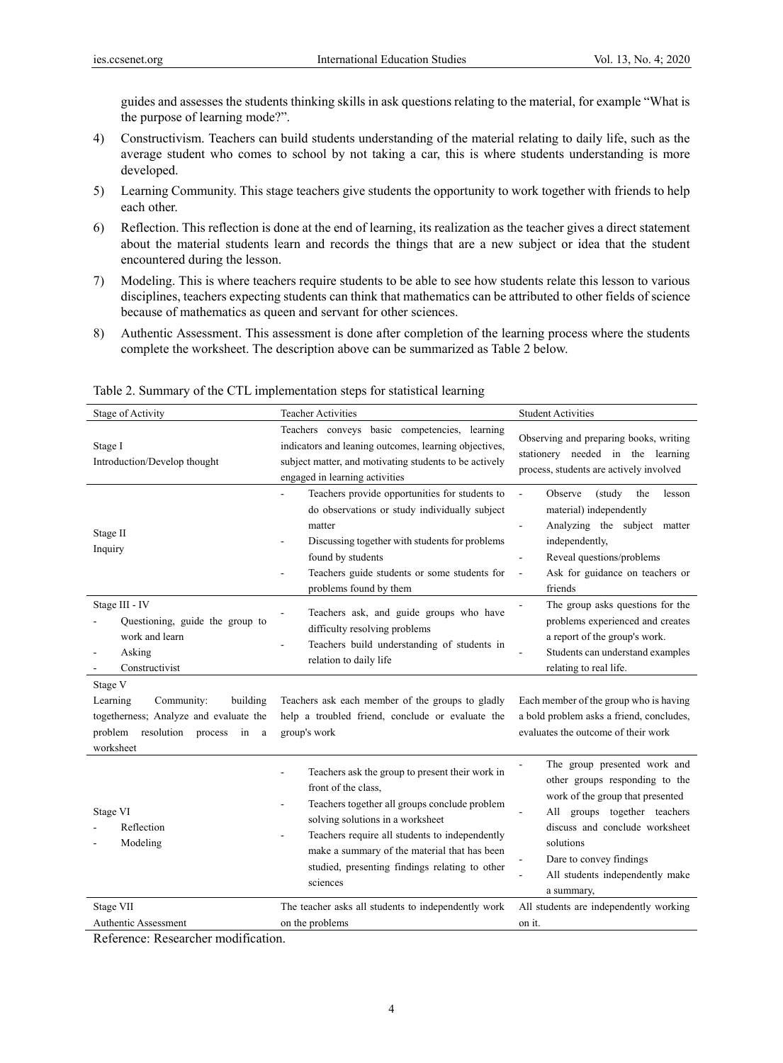guides and assesses the students thinking skills in ask questions relating to the material, for example "What is the purpose of learning mode?".

4) Constructivism. Teachers can build students understanding of the material relating to daily life, such as the average student who comes to school by not taking a car, this is where students understanding is more developed.

5) Learning Community. This stage teachers give students the opportunity to work together with friends to help each other.

6) Reflection. This reflection is done at the end of learning, its realization as the teacher gives a direct statement about the material students learn and records the things that are a new subject or idea that the student encountered during the lesson.

7) Modeling. This is where teachers require students to be able to see how students relate this lesson to various disciplines, teachers expecting students can think that mathematics can be attributed to other fields of science because of mathematics as queen and servant for other sciences.

8) Authentic Assessment. This assessment is done after completion of the learning process where the students complete the worksheet. The description above can be summarized as Table 2 below.

Table 2. Summary of the CTL implementation steps for statistical learning

| Stage of Activity | Teacher Activities | Student Activities |
|---|---|---|
| Stage I<br>Introduction/Develop thought | Teachers conveys basic competencies, learning indicators and leaning outcomes, learning objectives, subject matter, and motivating students to be actively engaged in learning activities | Observing and preparing books, writing stationery needed in the learning process, students are actively involved |
| Stage II<br>Inquiry | - Teachers provide opportunities for students to do observations or study individually subject matter<br>- Discussing together with students for problems found by students<br>- Teachers guide students or some students for problems found by them | - Observe (study the lesson material) independently<br>- Analyzing the subject matter independently,<br>- Reveal questions/problems<br>- Ask for guidance on teachers or friends |
| Stage III - IV<br>- Questioning, guide the group to work and learn<br>- Asking<br>- Constructivist | - Teachers ask, and guide groups who have difficulty resolving problems<br>- Teachers build understanding of students in relation to daily life | - The group asks questions for the problems experienced and creates a report of the group's work.<br>- Students can understand examples relating to real life. |
| Stage V<br>Learning Community: building togetherness; Analyze and evaluate the problem resolution process in a worksheet | Teachers ask each member of the groups to gladly help a troubled friend, conclude or evaluate the group's work | Each member of the group who is having a bold problem asks a friend, concludes, evaluates the outcome of their work |
| Stage VI<br>- Reflection<br>- Modeling | - Teachers ask the group to present their work in front of the class,<br>- Teachers together all groups conclude problem solving solutions in a worksheet<br>- Teachers require all students to independently make a summary of the material that has been studied, presenting findings relating to other sciences | - The group presented work and other groups responding to the work of the group that presented<br>- All groups together teachers discuss and conclude worksheet solutions<br>- Dare to convey findings<br>- All students independently make a summary, |
| Stage VII<br>Authentic Assessment | The teacher asks all students to independently work on the problems | All students are independently working on it. |

Reference: Researcher modification.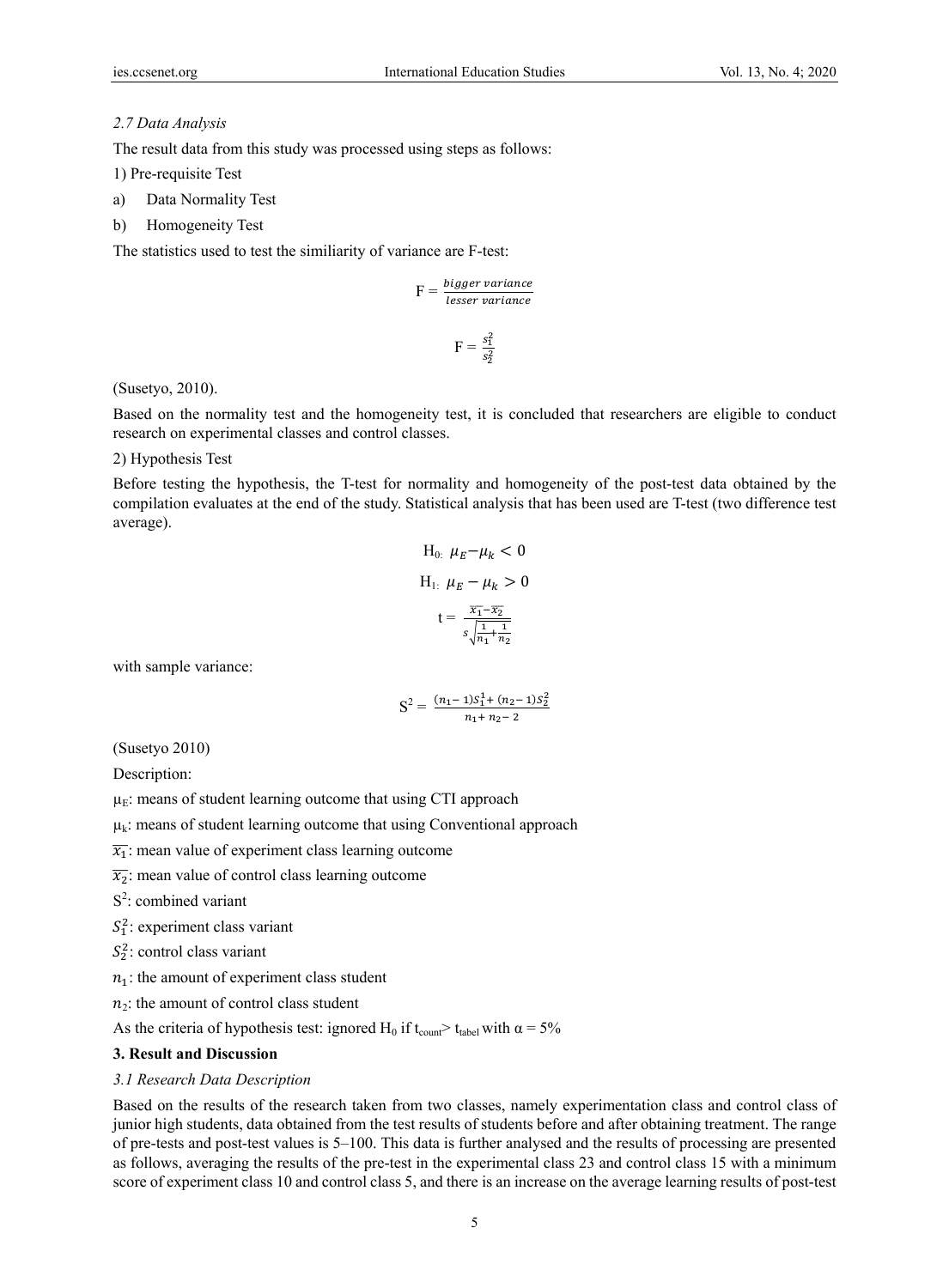*2.7 Data Analysis*

The result data from this study was processed using steps as follows:

1) Pre-requisite Test

a) Data Normality Test

b) Homogeneity Test

The statistics used to test the similiarity of variance are F-test:

$$F = \frac{bigger\ variance}{lesser\ variance}$$

$$F = \frac{s_1^2}{s_2^2}$$

(Susetyo, 2010).

Based on the normality test and the homogeneity test, it is concluded that researchers are eligible to conduct research on experimental classes and control classes.

2) Hypothesis Test

Before testing the hypothesis, the T-test for normality and homogeneity of the post-test data obtained by the compilation evaluates at the end of the study. Statistical analysis that has been used are T-test (two difference test average).

$$H_{0:}\ \mu_E - \mu_k < 0$$

$$H_{1:}\ \mu_E - \mu_k > 0$$

$$t = \frac{\overline{x_1} - \overline{x_2}}{s\sqrt{\frac{1}{n_1} + \frac{1}{n_2}}}$$

with sample variance:

$$S^2 = \frac{(n_1 - 1)S_1^1 + (n_2 - 1)S_2^2}{n_1 + n_2 - 2}$$

(Susetyo 2010)

Description:

$\mu_E$: means of student learning outcome that using CTI approach

$\mu_k$: means of student learning outcome that using Conventional approach

$\overline{x_1}$: mean value of experiment class learning outcome

$\overline{x_2}$: mean value of control class learning outcome

$S^2$: combined variant

$S_1^2$: experiment class variant

$S_2^2$: control class variant

$n_1$: the amount of experiment class student

$n_2$: the amount of control class student

As the criteria of hypothesis test: ignored $H_0$ if $t_{count} > t_{tabel}$ with $\alpha = 5\%$

## 3. Result and Discussion

*3.1 Research Data Description*

Based on the results of the research taken from two classes, namely experimentation class and control class of junior high students, data obtained from the test results of students before and after obtaining treatment. The range of pre-tests and post-test values is 5–100. This data is further analysed and the results of processing are presented as follows, averaging the results of the pre-test in the experimental class 23 and control class 15 with a minimum score of experiment class 10 and control class 5, and there is an increase on the average learning results of post-test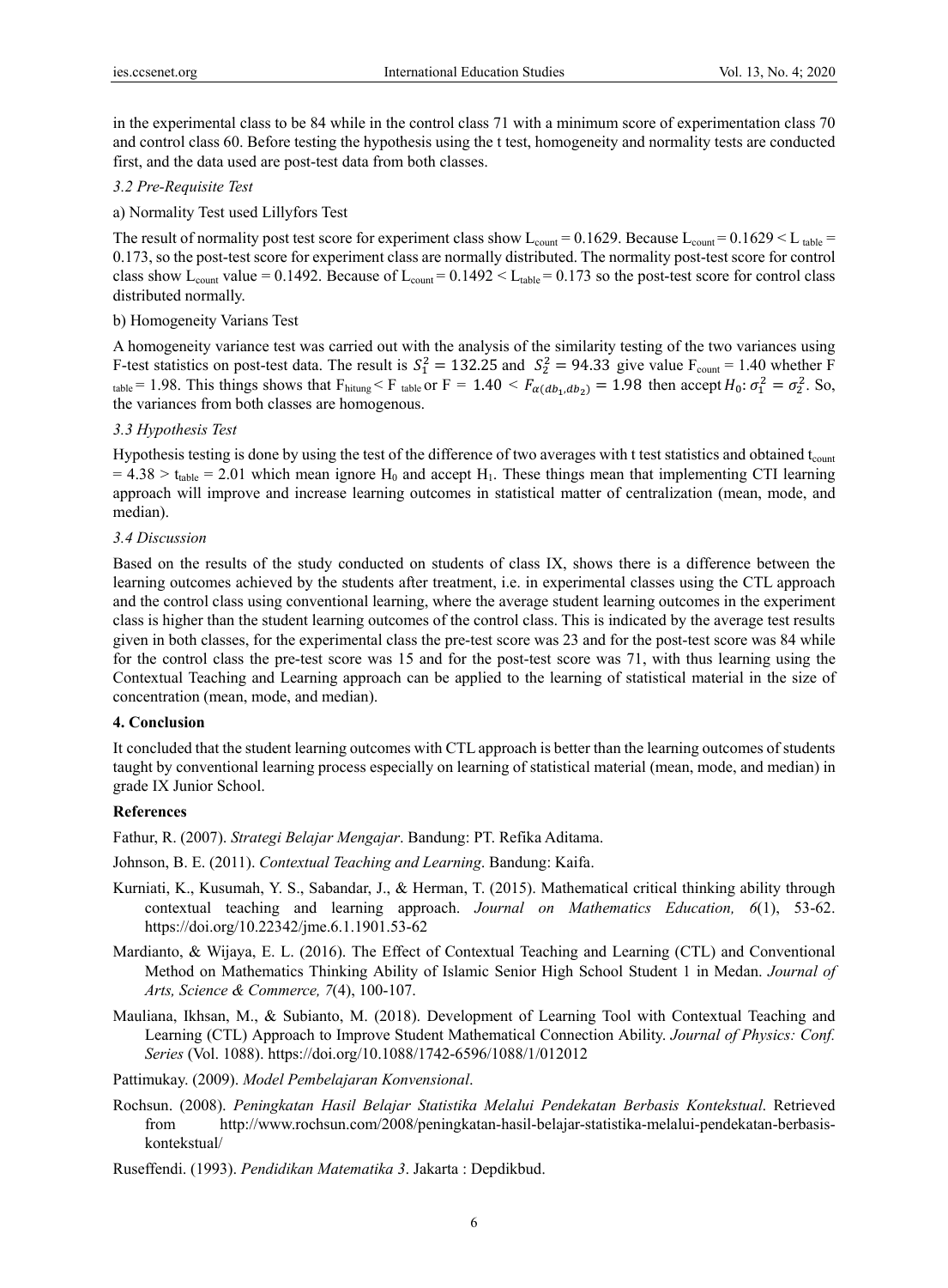in the experimental class to be 84 while in the control class 71 with a minimum score of experimentation class 70 and control class 60. Before testing the hypothesis using the t test, homogeneity and normality tests are conducted first, and the data used are post-test data from both classes.

*3.2 Pre-Requisite Test*

a) Normality Test used Lillyfors Test

The result of normality post test score for experiment class show $L_{count} = 0.1629$. Because $L_{count} = 0.1629 < L_{table} = 0.173$, so the post-test score for experiment class are normally distributed. The normality post-test score for control class show $L_{count}$ value = 0.1492. Because of $L_{count} = 0.1492 < L_{table} = 0.173$ so the post-test score for control class distributed normally.

b) Homogeneity Varians Test

A homogeneity variance test was carried out with the analysis of the similarity testing of the two variances using F-test statistics on post-test data. The result is $S_1^2 = 132.25$ and $S_2^2 = 94.33$ give value $F_{count} = 1.40$ whether $F_{table} = 1.98$. This things shows that $F_{hitung} < F_{table}$ or $F = 1.40 < F_{\alpha(db_1, db_2)} = 1.98$ then accept $H_0: \sigma_1^2 = \sigma_2^2$. So, the variances from both classes are homogenous.

*3.3 Hypothesis Test*

Hypothesis testing is done by using the test of the difference of two averages with t test statistics and obtained $t_{count} = 4.38 > t_{table} = 2.01$ which mean ignore $H_0$ and accept $H_1$. These things mean that implementing CTI learning approach will improve and increase learning outcomes in statistical matter of centralization (mean, mode, and median).

*3.4 Discussion*

Based on the results of the study conducted on students of class IX, shows there is a difference between the learning outcomes achieved by the students after treatment, i.e. in experimental classes using the CTL approach and the control class using conventional learning, where the average student learning outcomes in the experiment class is higher than the student learning outcomes of the control class. This is indicated by the average test results given in both classes, for the experimental class the pre-test score was 23 and for the post-test score was 84 while for the control class the pre-test score was 15 and for the post-test score was 71, with thus learning using the Contextual Teaching and Learning approach can be applied to the learning of statistical material in the size of concentration (mean, mode, and median).

## 4. Conclusion

It concluded that the student learning outcomes with CTL approach is better than the learning outcomes of students taught by conventional learning process especially on learning of statistical material (mean, mode, and median) in grade IX Junior School.

## References

Fathur, R. (2007). *Strategi Belajar Mengajar*. Bandung: PT. Refika Aditama.

Johnson, B. E. (2011). *Contextual Teaching and Learning*. Bandung: Kaifa.

Kurniati, K., Kusumah, Y. S., Sabandar, J., & Herman, T. (2015). Mathematical critical thinking ability through contextual teaching and learning approach. *Journal on Mathematics Education, 6*(1), 53-62. https://doi.org/10.22342/jme.6.1.1901.53-62

Mardianto, & Wijaya, E. L. (2016). The Effect of Contextual Teaching and Learning (CTL) and Conventional Method on Mathematics Thinking Ability of Islamic Senior High School Student 1 in Medan. *Journal of Arts, Science & Commerce, 7*(4), 100-107.

Mauliana, Ikhsan, M., & Subianto, M. (2018). Development of Learning Tool with Contextual Teaching and Learning (CTL) Approach to Improve Student Mathematical Connection Ability. *Journal of Physics: Conf. Series* (Vol. 1088). https://doi.org/10.1088/1742-6596/1088/1/012012

Pattimukay. (2009). *Model Pembelajaran Konvensional*.

Rochsun. (2008). *Peningkatan Hasil Belajar Statistika Melalui Pendekatan Berbasis Kontekstual*. Retrieved from http://www.rochsun.com/2008/peningkatan-hasil-belajar-statistika-melalui-pendekatan-berbasis-kontekstual/

Ruseffendi. (1993). *Pendidikan Matematika 3*. Jakarta : Depdikbud.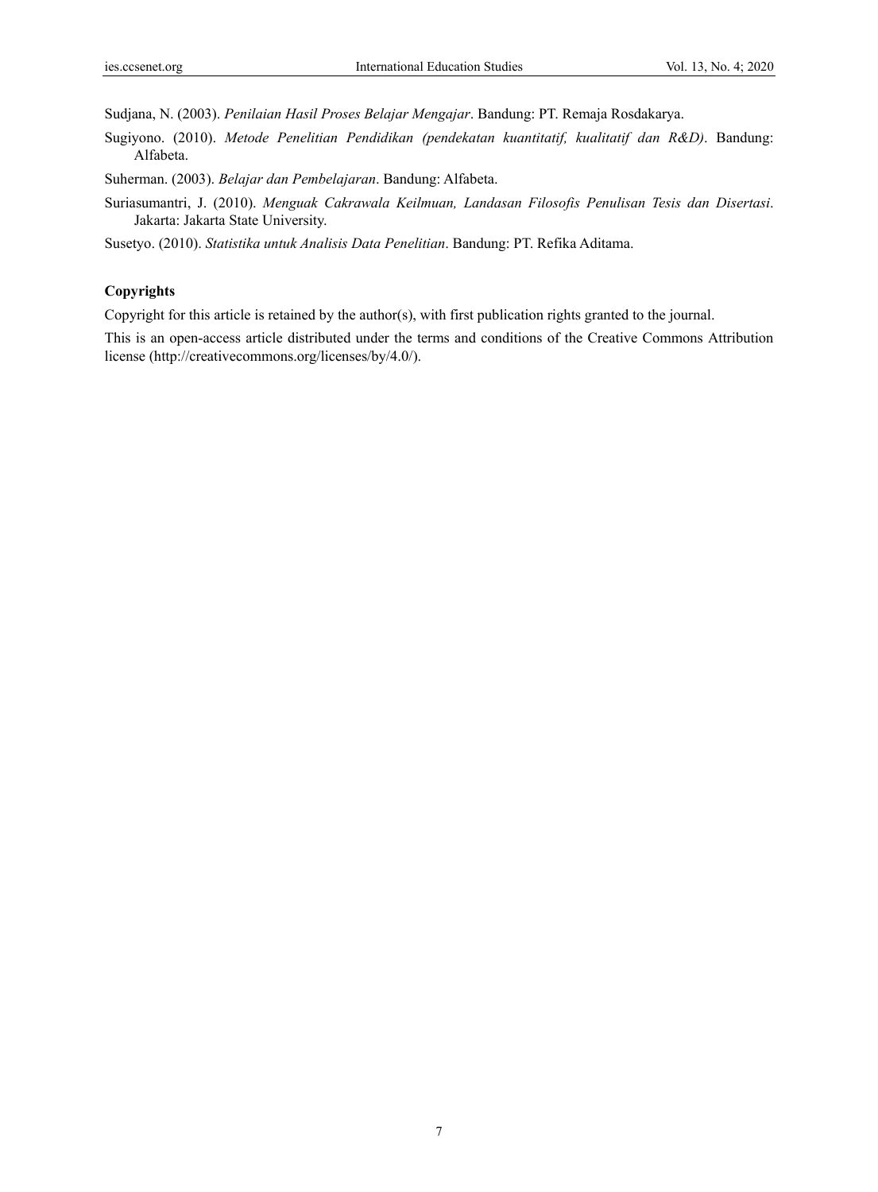Sudjana, N. (2003). *Penilaian Hasil Proses Belajar Mengajar*. Bandung: PT. Remaja Rosdakarya.

Sugiyono. (2010). *Metode Penelitian Pendidikan (pendekatan kuantitatif, kualitatif dan R&D)*. Bandung: Alfabeta.

Suherman. (2003). *Belajar dan Pembelajaran*. Bandung: Alfabeta.

Suriasumantri, J. (2010). *Menguak Cakrawala Keilmuan, Landasan Filosofis Penulisan Tesis dan Disertasi*. Jakarta: Jakarta State University.

Susetyo. (2010). *Statistika untuk Analisis Data Penelitian*. Bandung: PT. Refika Aditama.

**Copyrights**

Copyright for this article is retained by the author(s), with first publication rights granted to the journal.

This is an open-access article distributed under the terms and conditions of the Creative Commons Attribution license (http://creativecommons.org/licenses/by/4.0/).